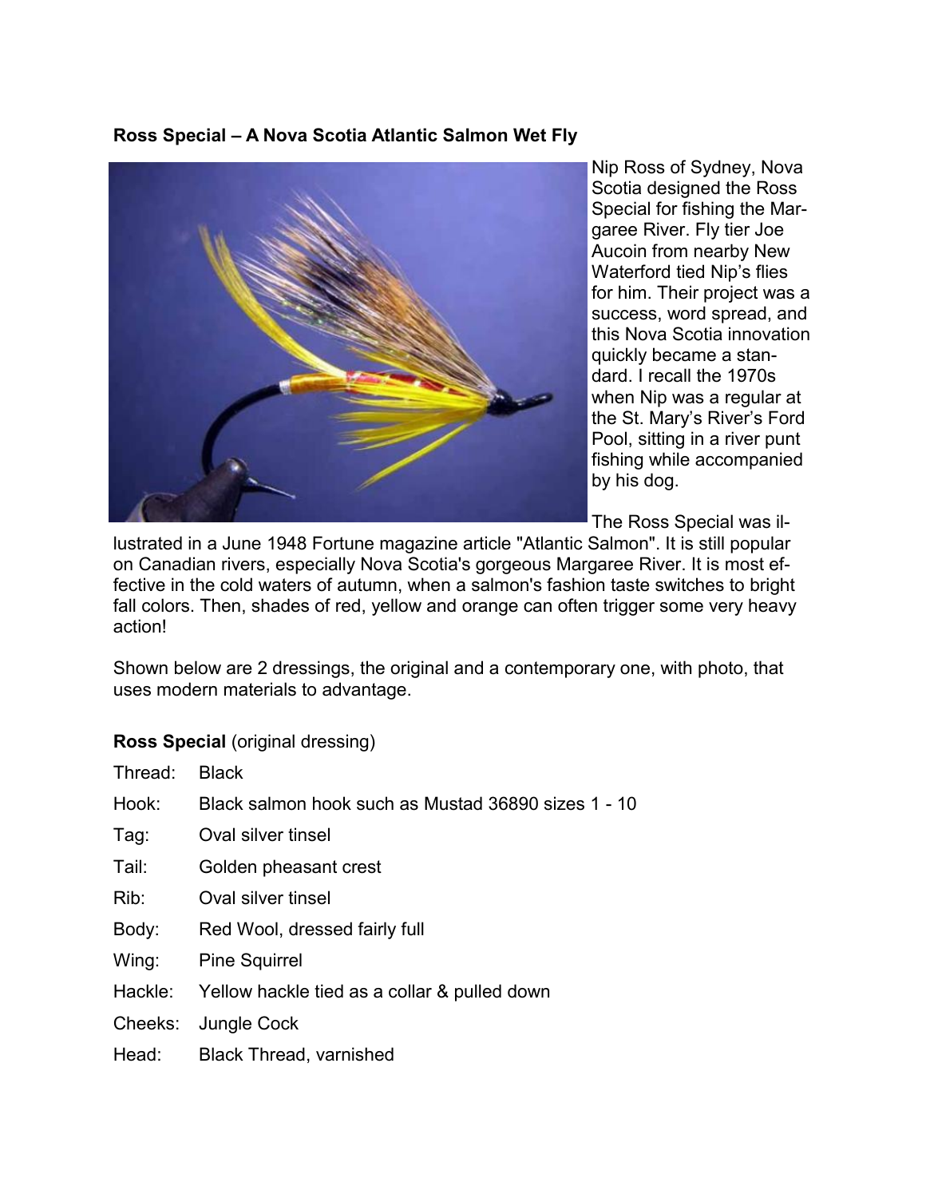**Ross Special – A Nova Scotia Atlantic Salmon Wet Fly**

Nip Ross of Sydney, Nova Scotia designed the Ross Special for fishing the Margaree River. Fly tier Joe Aucoin from nearby New Waterford tied Nip's flies for him. Their project was a success, word spread, and this Nova Scotia innovation quickly became a standard. I recall the 1970s when Nip was a regular at the St. Mary's River's Ford Pool, sitting in a river punt fishing while accompanied by his dog.

The Ross Special was illustrated in a June 1948 Fortune magazine article "Atlantic Salmon". It is still popular on Canadian rivers, especially Nova Scotia's gorgeous Margaree River. It is most effective in the cold waters of autumn, when a salmon's fashion taste switches to bright fall colors. Then, shades of red, yellow and orange can often trigger some very heavy action!

Shown below are 2 dressings, the original and a contemporary one, with photo, that uses modern materials to advantage.

**Ross Special** (original dressing)

| | |
|---|---|
| Thread: | Black |
| Hook: | Black salmon hook such as Mustad 36890 sizes 1 - 10 |
| Tag: | Oval silver tinsel |
| Tail: | Golden pheasant crest |
| Rib: | Oval silver tinsel |
| Body: | Red Wool, dressed fairly full |
| Wing: | Pine Squirrel |
| Hackle: | Yellow hackle tied as a collar & pulled down |
| Cheeks: | Jungle Cock |
| Head: | Black Thread, varnished |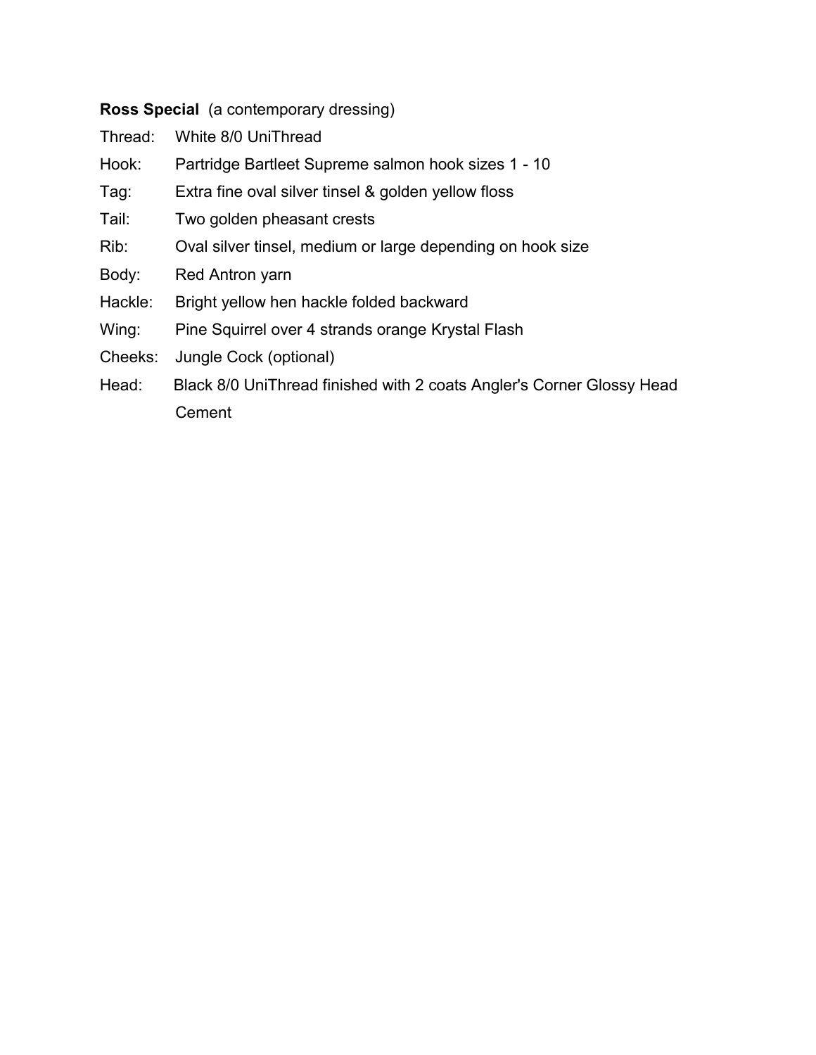**Ross Special** (a contemporary dressing)

Thread: White 8/0 UniThread

Hook: Partridge Bartleet Supreme salmon hook sizes 1 - 10

Tag: Extra fine oval silver tinsel & golden yellow floss

Tail: Two golden pheasant crests

Rib: Oval silver tinsel, medium or large depending on hook size

Body: Red Antron yarn

Hackle: Bright yellow hen hackle folded backward

Wing: Pine Squirrel over 4 strands orange Krystal Flash

Cheeks: Jungle Cock (optional)

Head: Black 8/0 UniThread finished with 2 coats Angler's Corner Glossy Head Cement